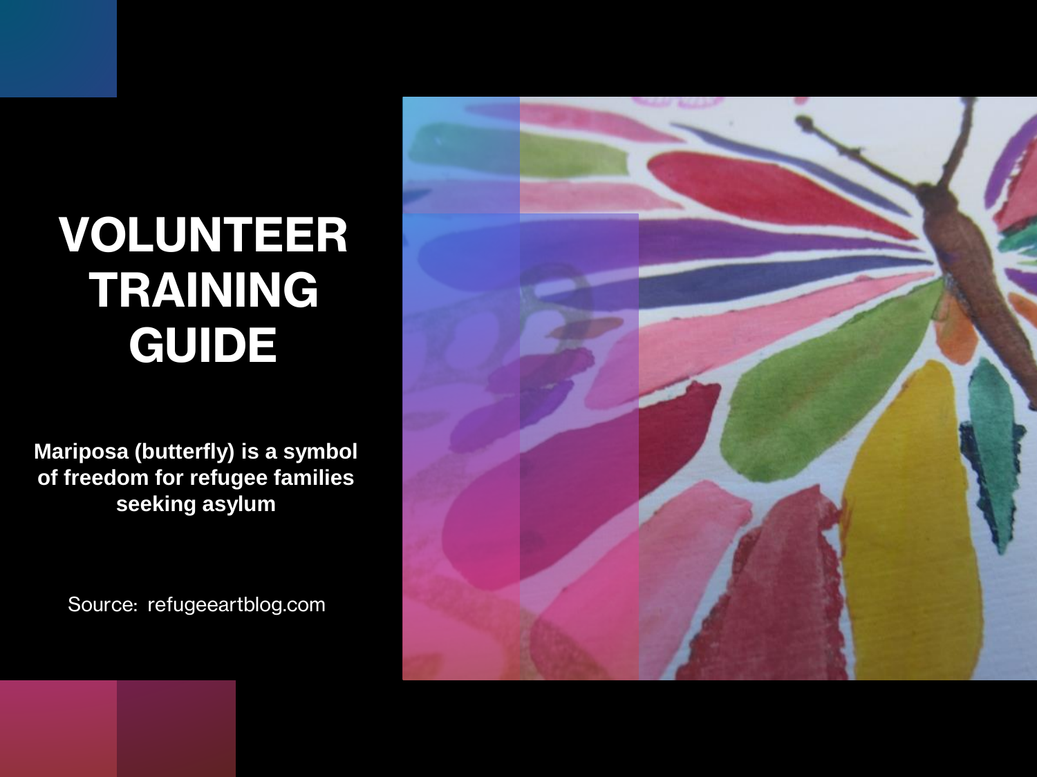# VOLUNTEER TRAINING GUIDE

**Mariposa (butterfly) is a symbol of freedom for refugee families seeking asylum**

Source: refugeeartblog.com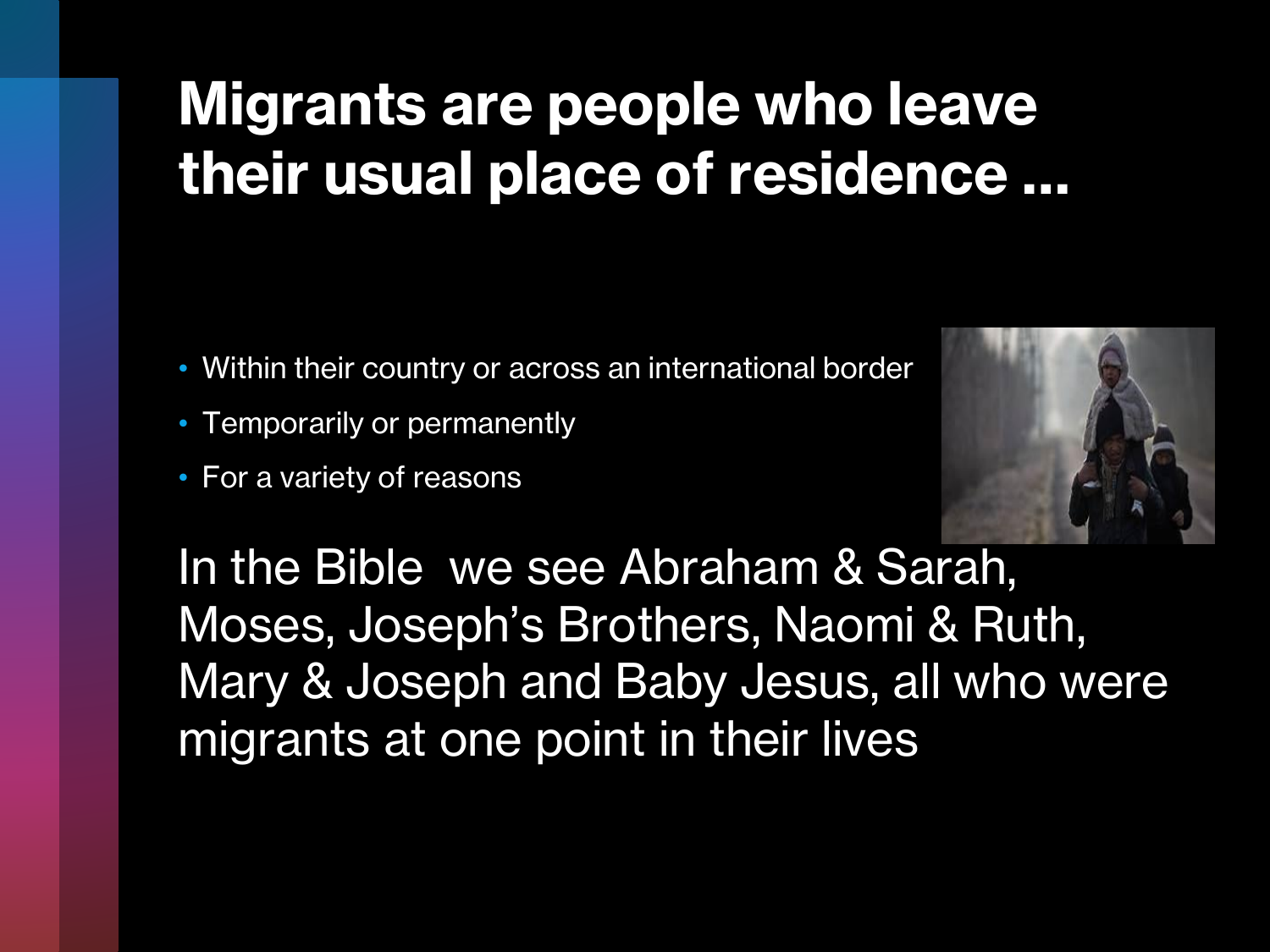# Migrants are people who leave their usual place of residence ...

- Within their country or across an international border
- Temporarily or permanently
- For a variety of reasons

In the Bible  we see Abraham & Sarah, Moses, Joseph's Brothers, Naomi & Ruth, Mary & Joseph and Baby Jesus, all who were migrants at one point in their lives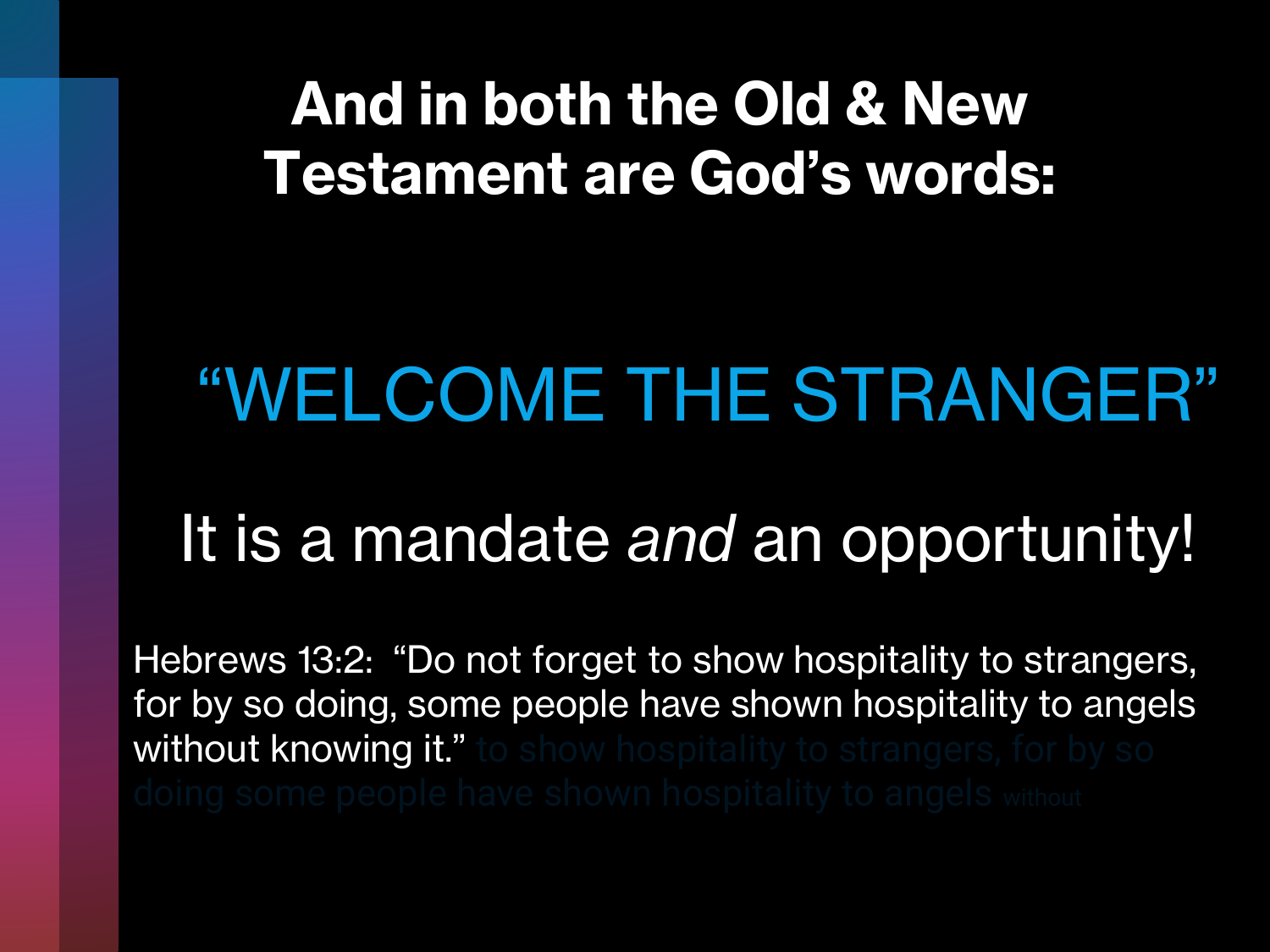# And in both the Old & New Testament are God’s words:

## “WELCOME THE STRANGER”

## It is a mandate *and* an opportunity!

Hebrews 13:2: “Do not forget to show hospitality to strangers, for by so doing, some people have shown hospitality to angels without knowing it.”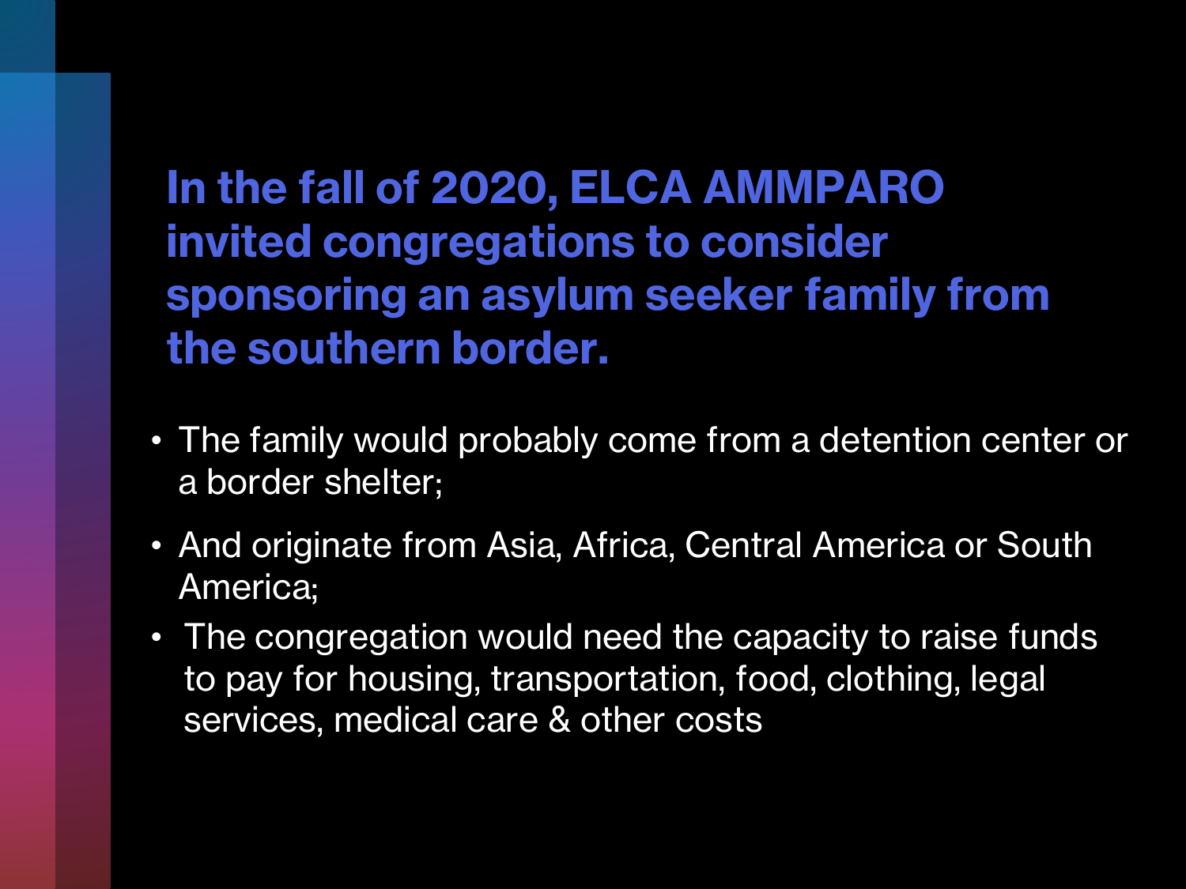## In the fall of 2020, ELCA AMMPARO invited congregations to consider sponsoring an asylum seeker family from the southern border.

- The family would probably come from a detention center or a border shelter;
- And originate from Asia, Africa, Central America or South America;
- The congregation would need the capacity to raise funds to pay for housing, transportation, food, clothing, legal services, medical care & other costs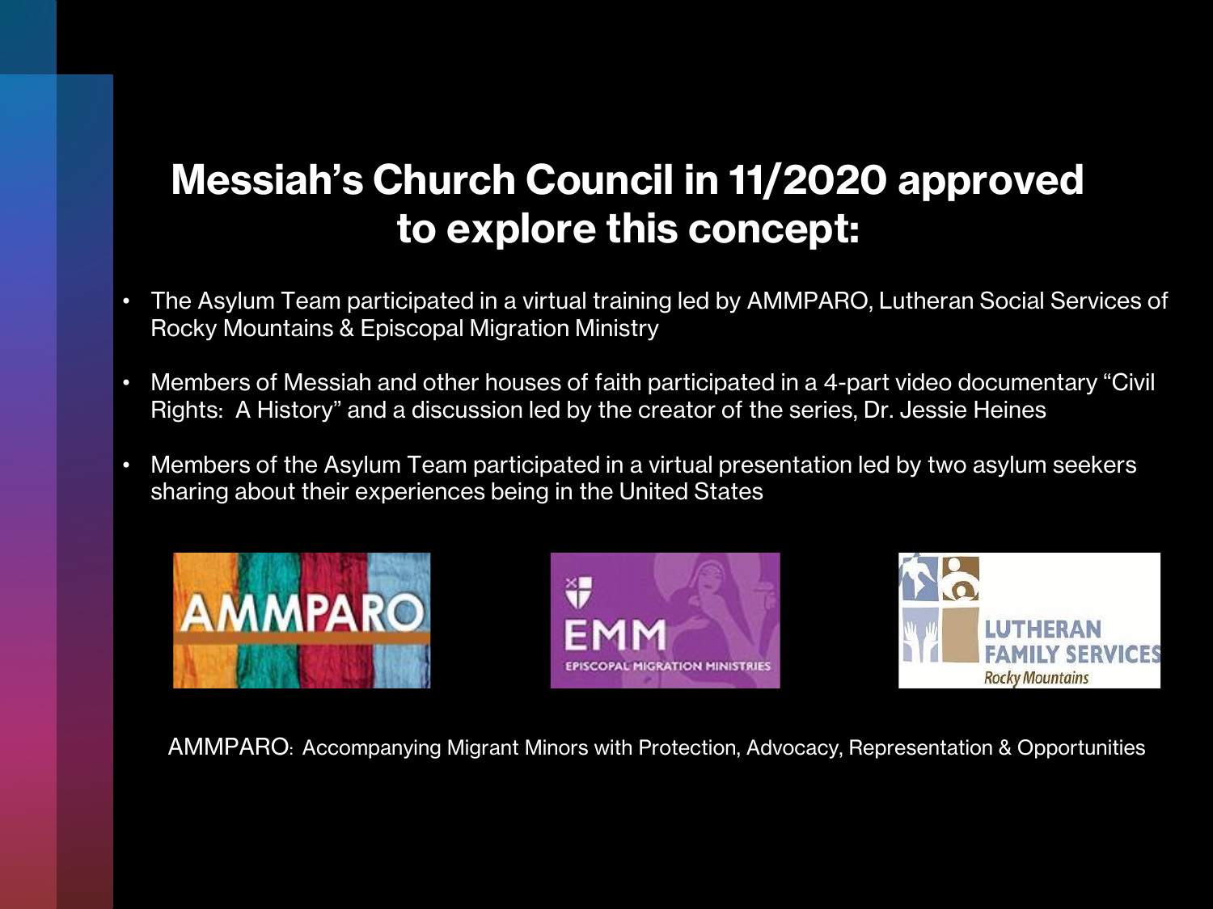# Messiah's Church Council in 11/2020 approved to explore this concept:

- The Asylum Team participated in a virtual training led by AMMPARO, Lutheran Social Services of Rocky Mountains & Episcopal Migration Ministry
- Members of Messiah and other houses of faith participated in a 4-part video documentary "Civil Rights: A History" and a discussion led by the creator of the series, Dr. Jessie Heines
- Members of the Asylum Team participated in a virtual presentation led by two asylum seekers sharing about their experiences being in the United States

AMMPARO: Accompanying Migrant Minors with Protection, Advocacy, Representation & Opportunities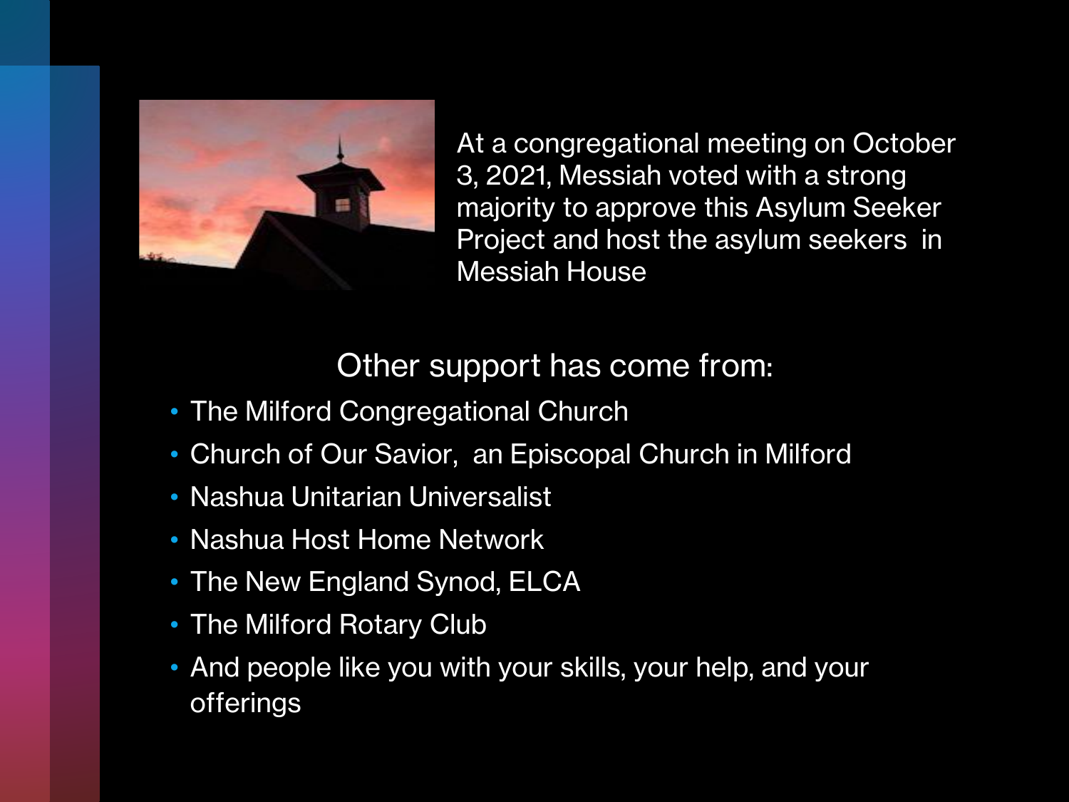At a congregational meeting on October 3, 2021, Messiah voted with a strong majority to approve this Asylum Seeker Project and host the asylum seekers in Messiah House

## Other support has come from:

- The Milford Congregational Church
- Church of Our Savior, an Episcopal Church in Milford
- Nashua Unitarian Universalist
- Nashua Host Home Network
- The New England Synod, ELCA
- The Milford Rotary Club
- And people like you with your skills, your help, and your offerings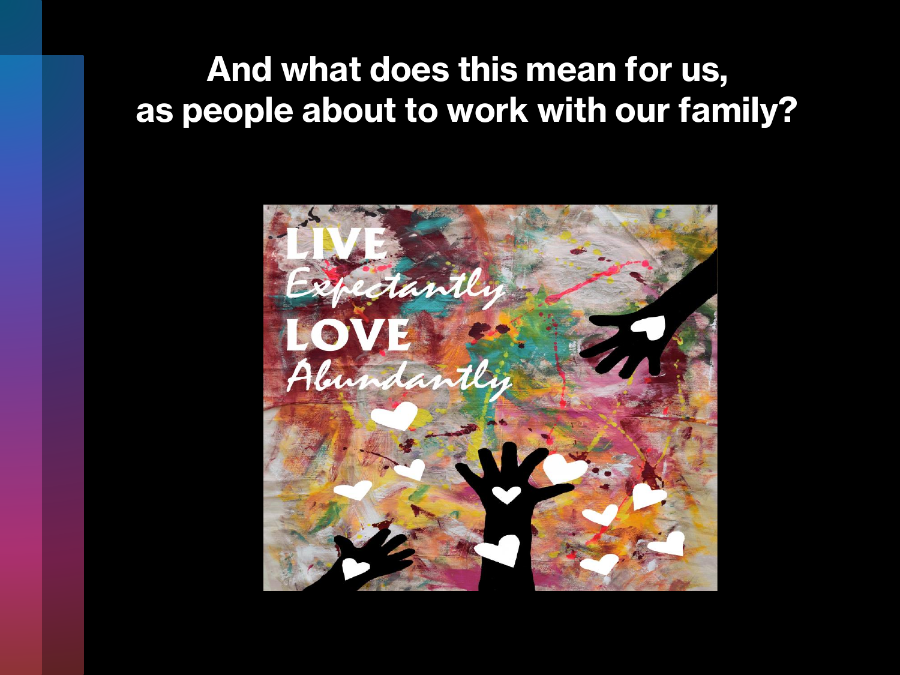# And what does this mean for us, as people about to work with our family?

LIVE
*Expectantly*
LOVE
*Abundantly*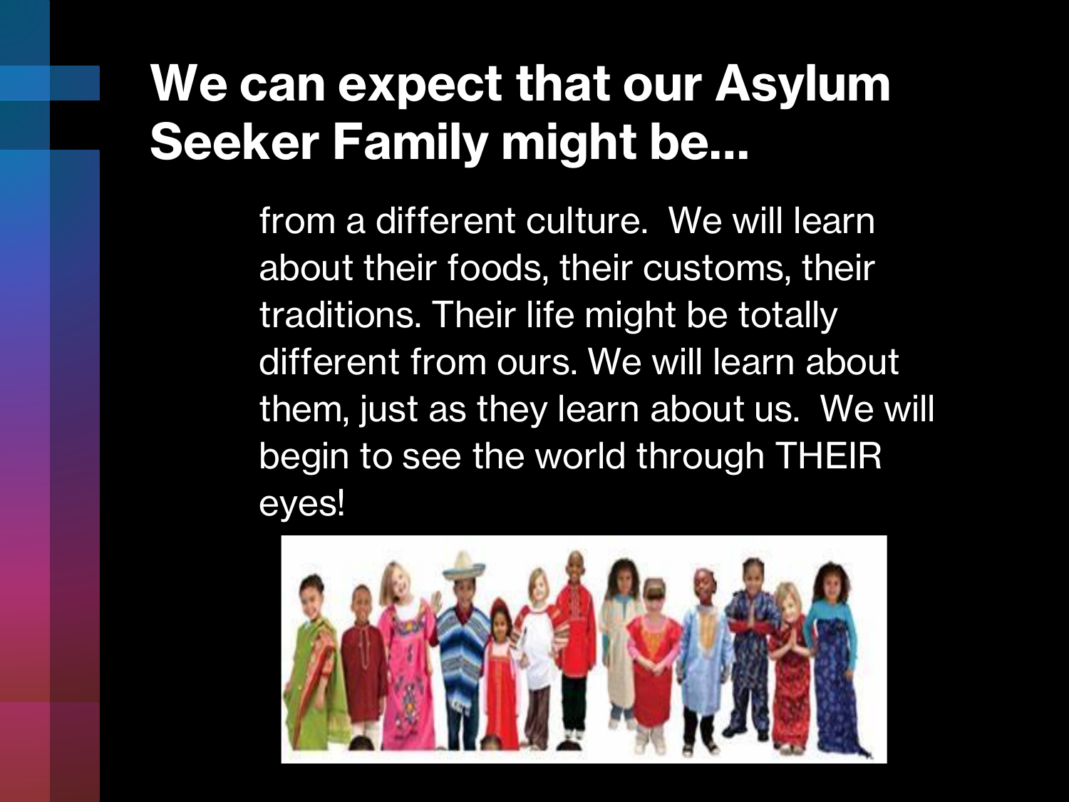# We can expect that our Asylum Seeker Family might be…

from a different culture. We will learn about their foods, their customs, their traditions. Their life might be totally different from ours. We will learn about them, just as they learn about us. We will begin to see the world through THEIR eyes!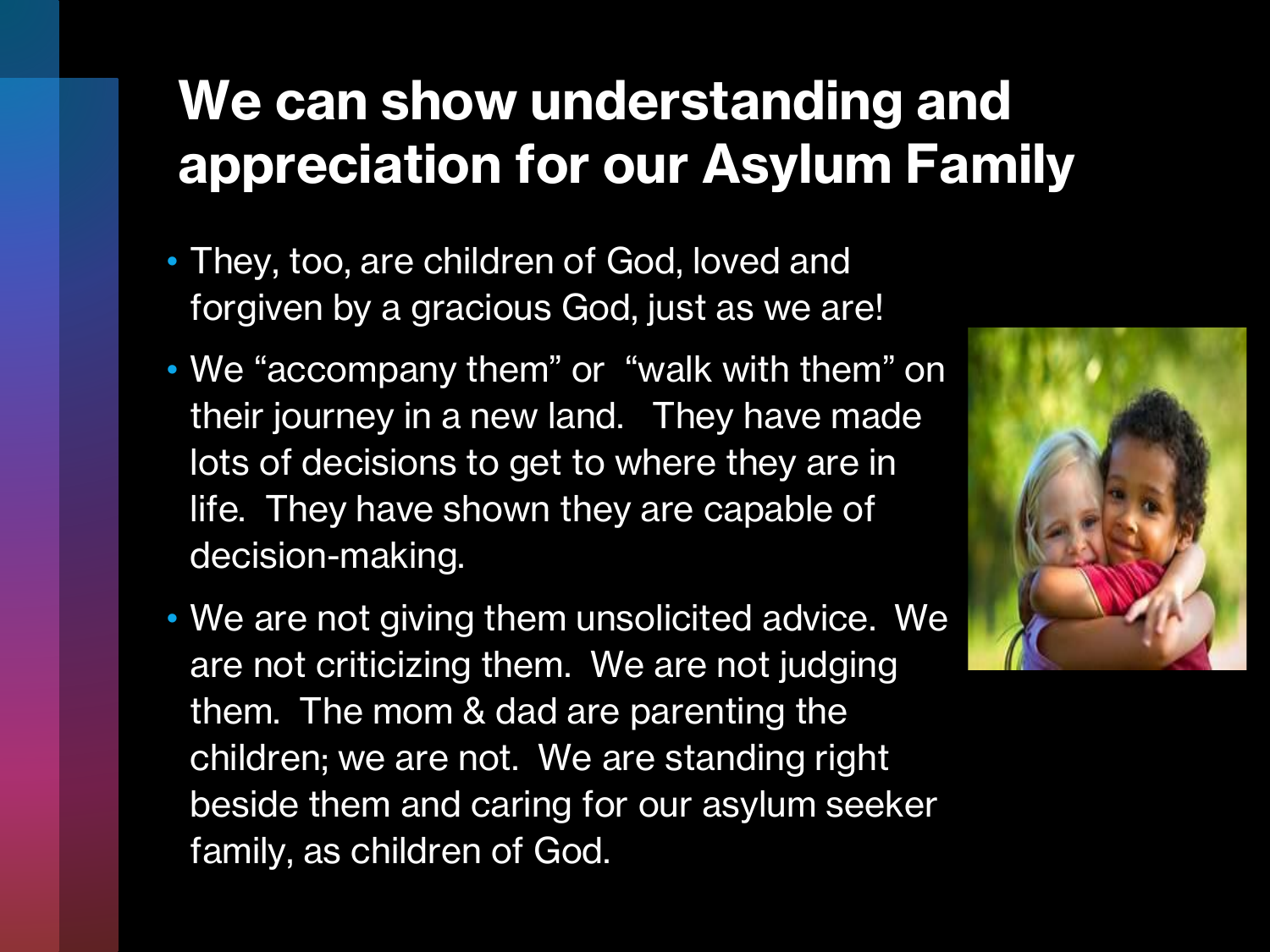# We can show understanding and appreciation for our Asylum Family

- They, too, are children of God, loved and forgiven by a gracious God, just as we are!
- We "accompany them" or "walk with them" on their journey in a new land. They have made lots of decisions to get to where they are in life. They have shown they are capable of decision-making.
- We are not giving them unsolicited advice. We are not criticizing them. We are not judging them. The mom & dad are parenting the children; we are not. We are standing right beside them and caring for our asylum seeker family, as children of God.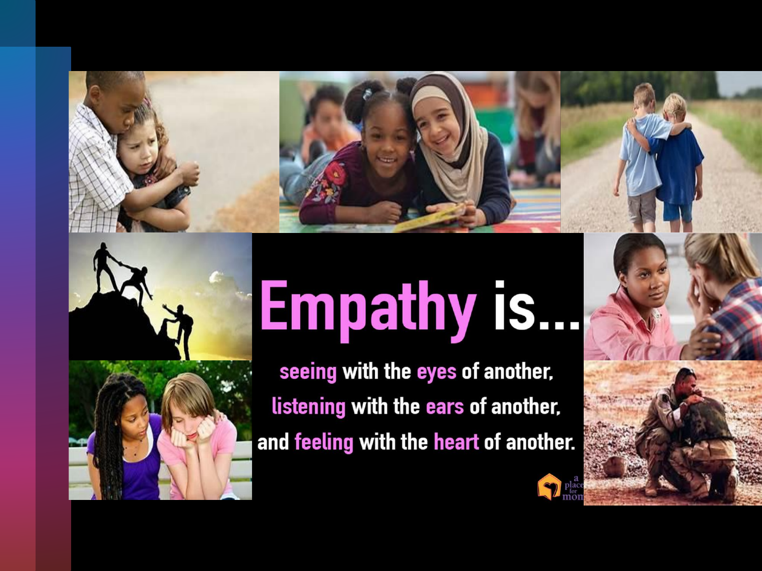# Empathy is...

seeing with the eyes of another,

listening with the ears of another,

and feeling with the heart of another.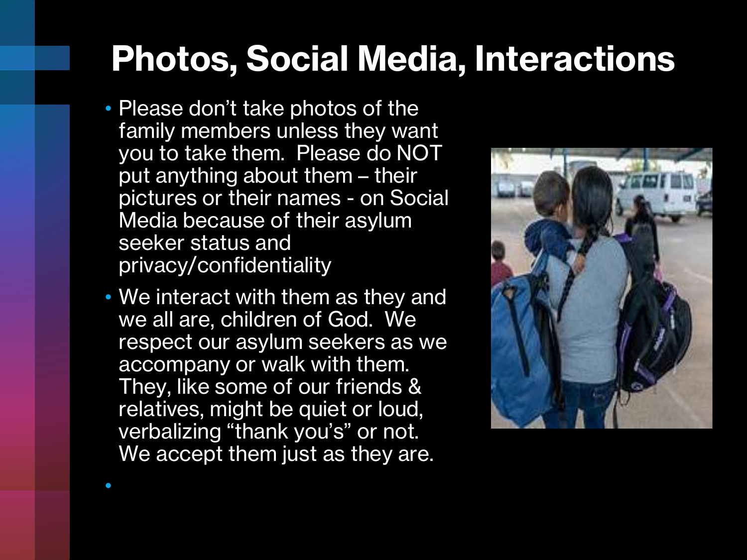# Photos, Social Media, Interactions

- Please don't take photos of the family members unless they want you to take them. Please do NOT put anything about them – their pictures or their names - on Social Media because of their asylum seeker status and privacy/confidentiality
- We interact with them as they and we all are, children of God. We respect our asylum seekers as we accompany or walk with them. They, like some of our friends & relatives, might be quiet or loud, verbalizing "thank you's" or not. We accept them just as they are.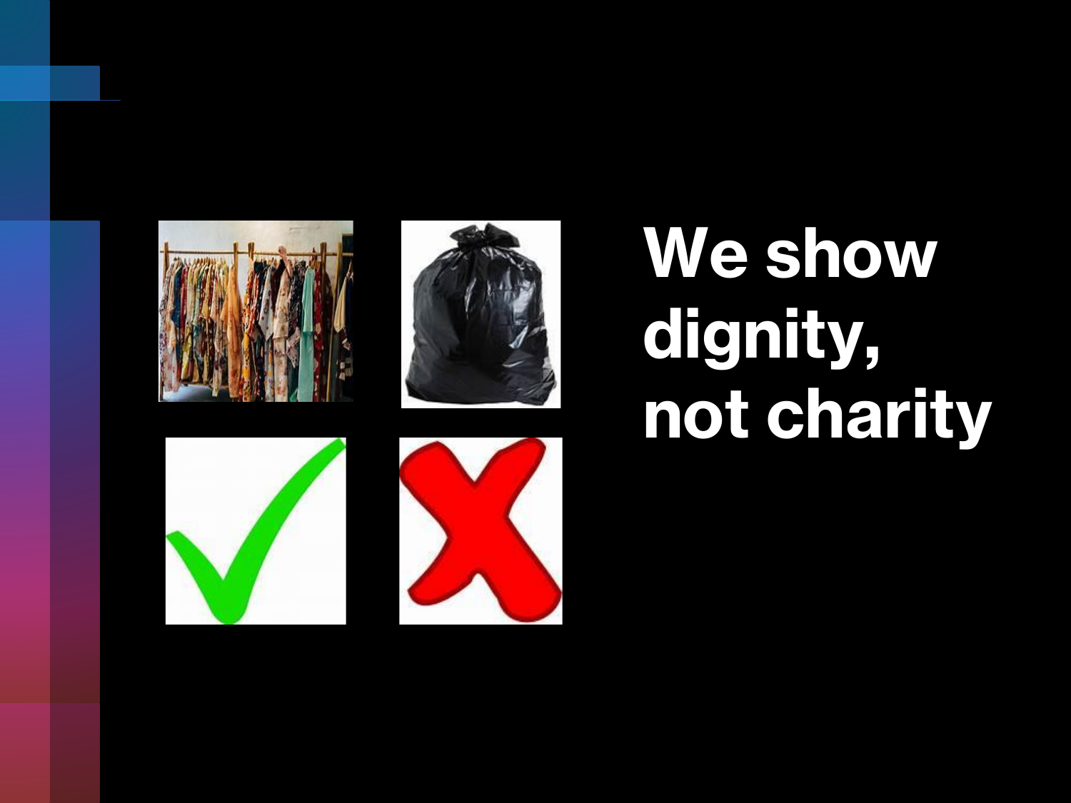# We show dignity, not charity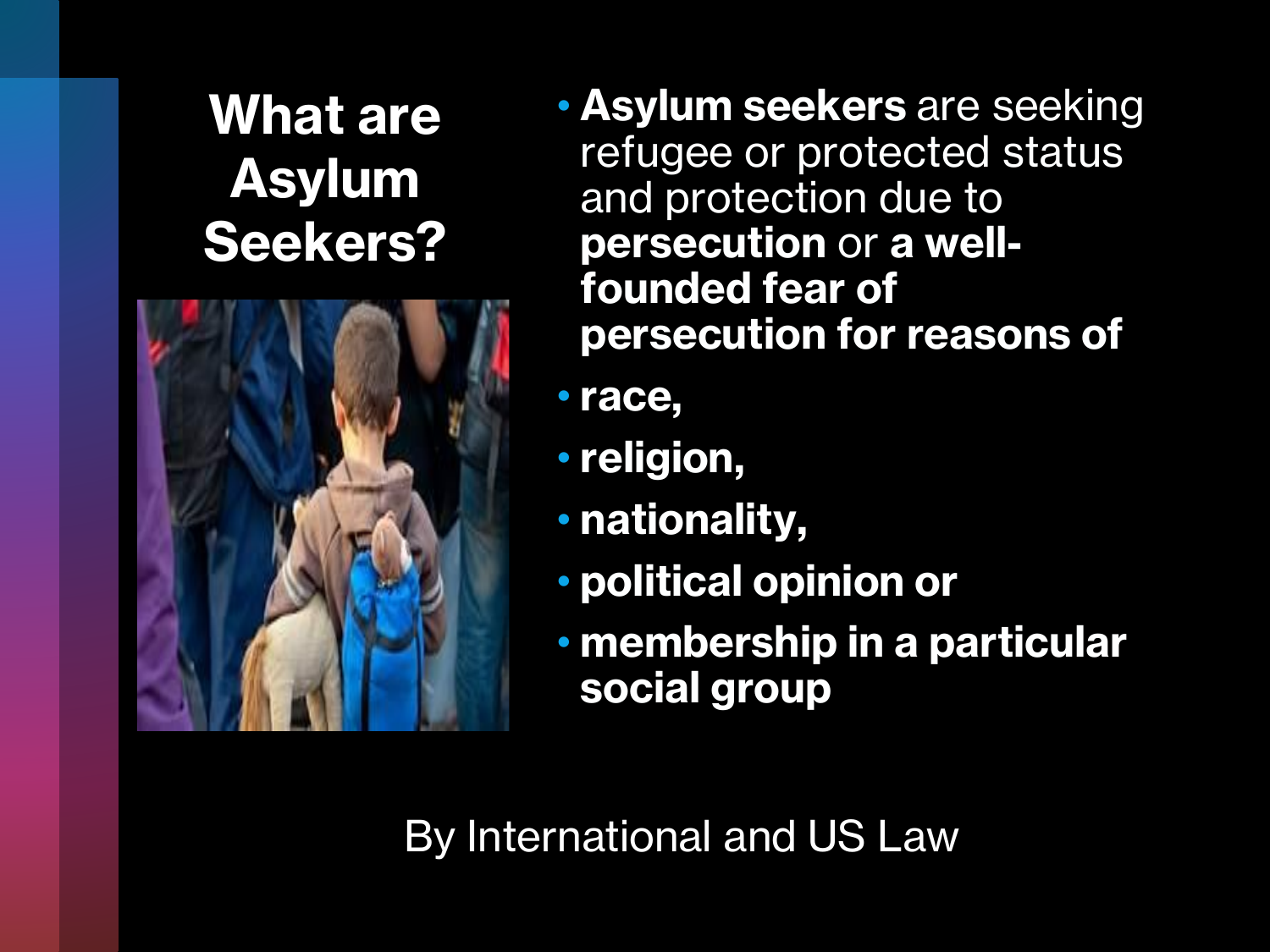# What are Asylum Seekers?

- **Asylum seekers** are seeking refugee or protected status and protection due to **persecution** or **a well-founded fear of persecution for reasons of**
- **race,**
- **religion,**
- **nationality,**
- **political opinion or**
- **membership in a particular social group**

By International and US Law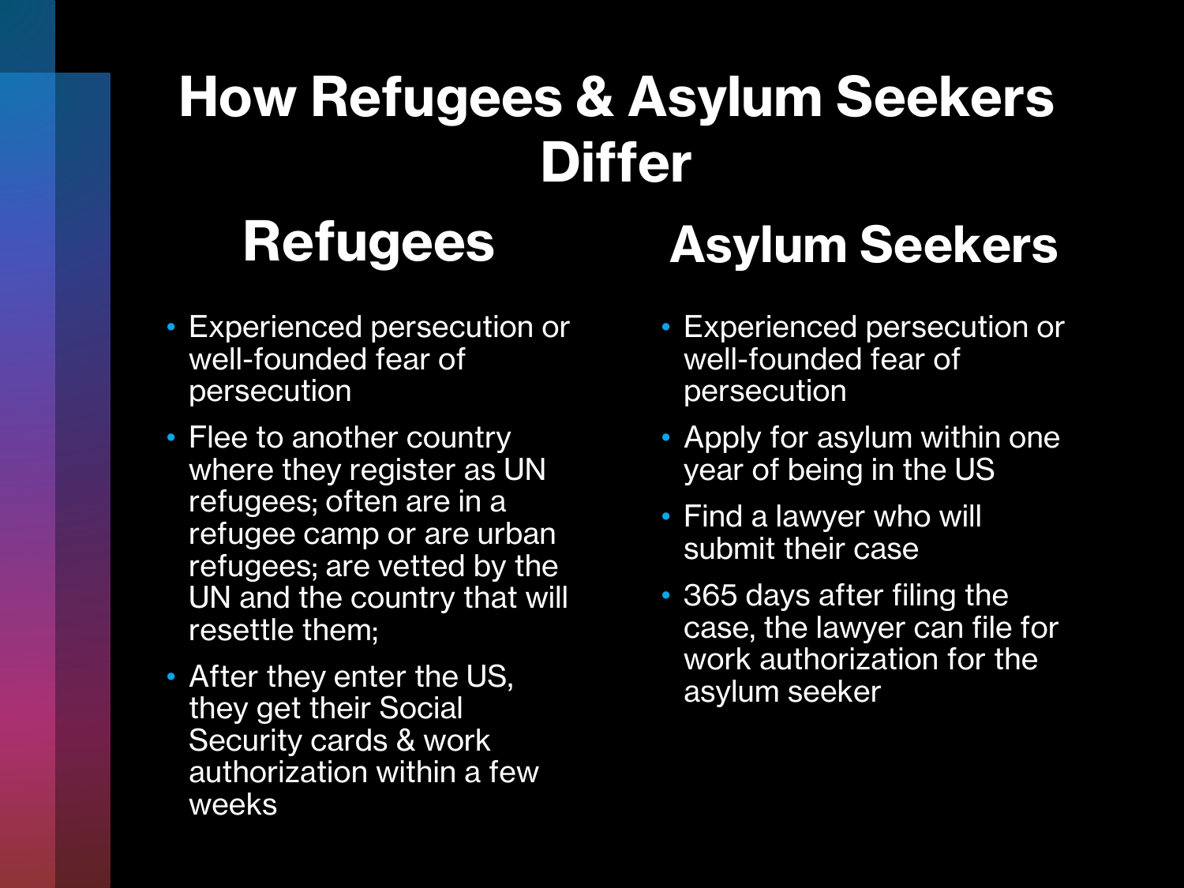# How Refugees & Asylum Seekers Differ

## Refugees

- Experienced persecution or well-founded fear of persecution
- Flee to another country where they register as UN refugees; often are in a refugee camp or are urban refugees; are vetted by the UN and the country that will resettle them;
- After they enter the US, they get their Social Security cards & work authorization within a few weeks

## Asylum Seekers

- Experienced persecution or well-founded fear of persecution
- Apply for asylum within one year of being in the US
- Find a lawyer who will submit their case
- 365 days after filing the case, the lawyer can file for work authorization for the asylum seeker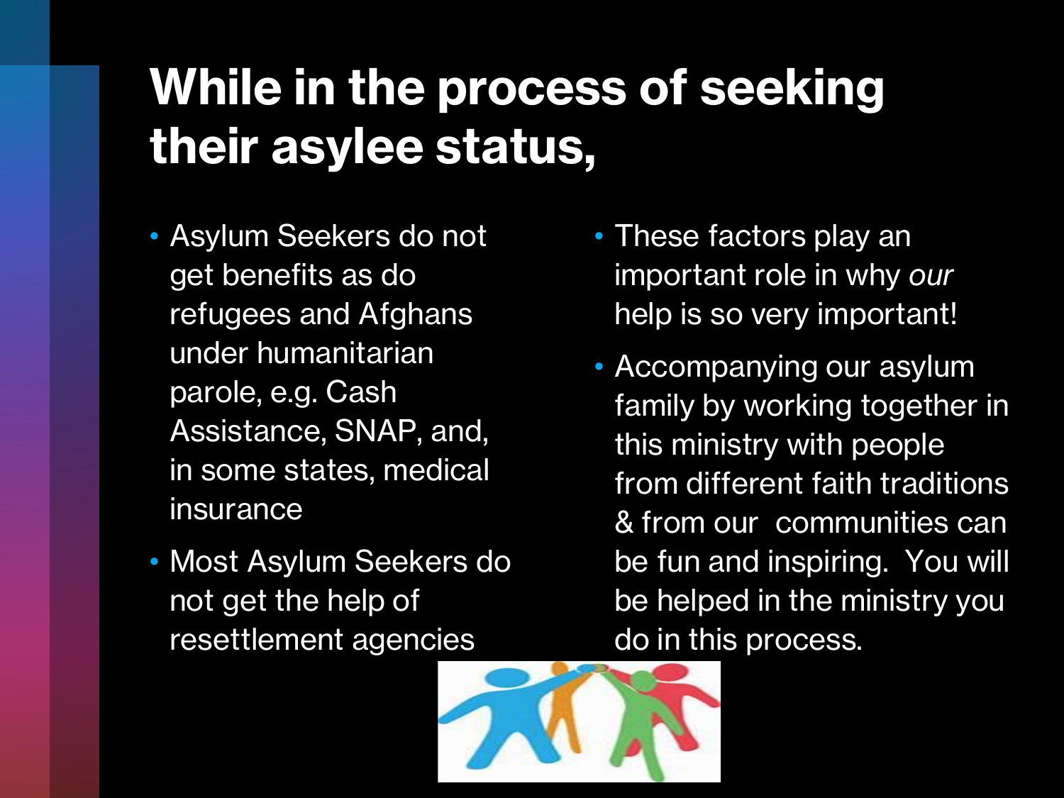# While in the process of seeking their asylee status,

- Asylum Seekers do not get benefits as do refugees and Afghans under humanitarian parole, e.g. Cash Assistance, SNAP, and, in some states, medical insurance
- Most Asylum Seekers do not get the help of resettlement agencies
- These factors play an important role in why *our* help is so very important!
- Accompanying our asylum family by working together in this ministry with people from different faith traditions & from our communities can be fun and inspiring. You will be helped in the ministry you do in this process.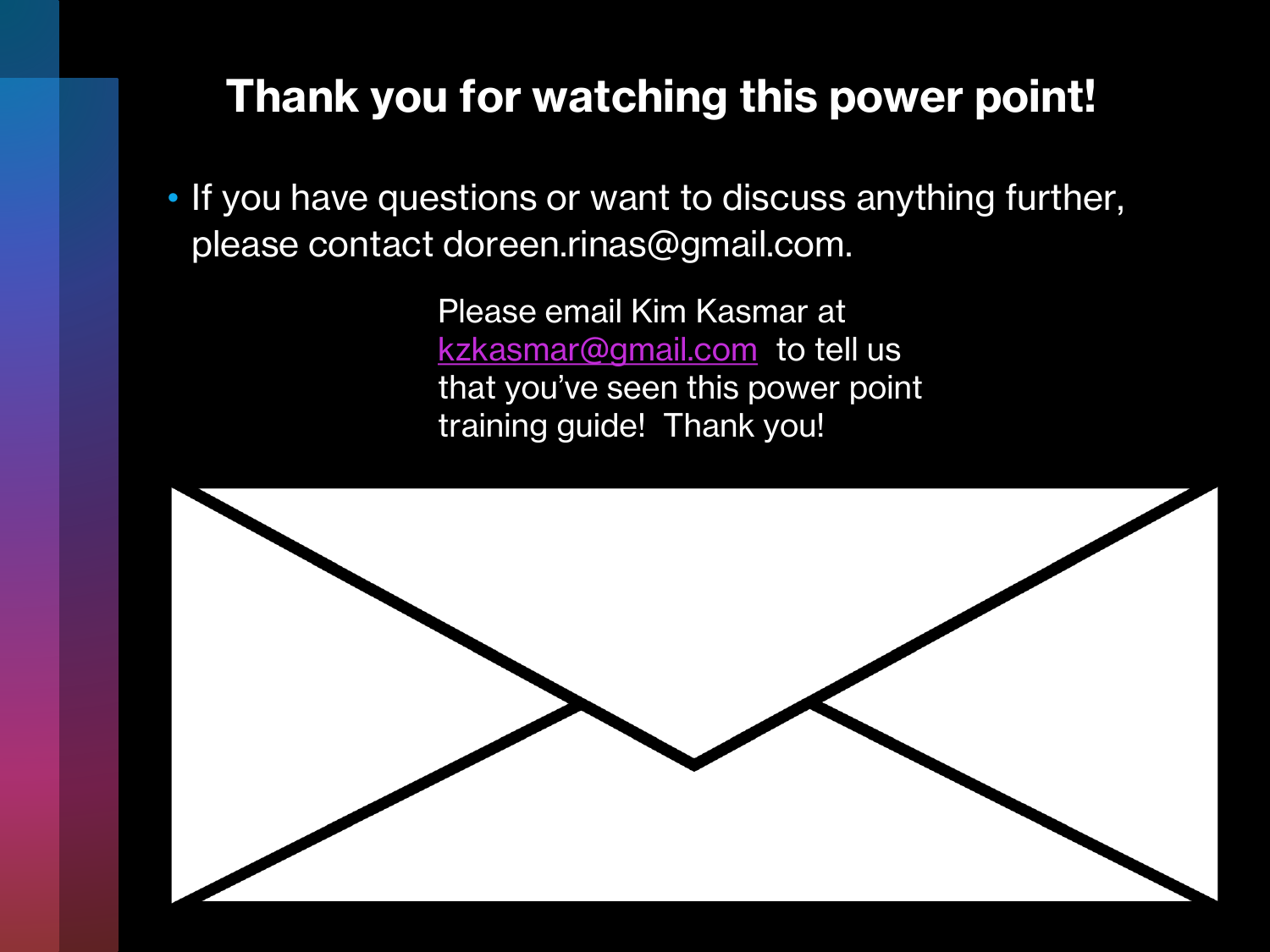# Thank you for watching this power point!

- If you have questions or want to discuss anything further, please contact doreen.rinas@gmail.com.

Please email Kim Kasmar at kzkasmar@gmail.com to tell us that you've seen this power point training guide! Thank you!